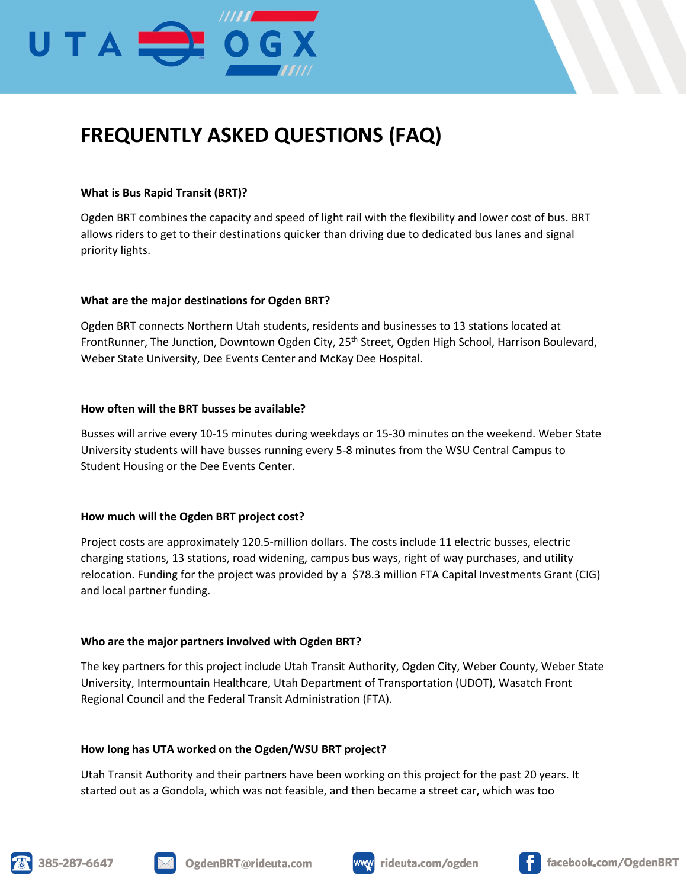# FREQUENTLY ASKED QUESTIONS (FAQ)

**What is Bus Rapid Transit (BRT)?**

Ogden BRT combines the capacity and speed of light rail with the flexibility and lower cost of bus. BRT allows riders to get to their destinations quicker than driving due to dedicated bus lanes and signal priority lights.

**What are the major destinations for Ogden BRT?**

Ogden BRT connects Northern Utah students, residents and businesses to 13 stations located at FrontRunner, The Junction, Downtown Ogden City, 25th Street, Ogden High School, Harrison Boulevard, Weber State University, Dee Events Center and McKay Dee Hospital.

**How often will the BRT busses be available?**

Busses will arrive every 10-15 minutes during weekdays or 15-30 minutes on the weekend. Weber State University students will have busses running every 5-8 minutes from the WSU Central Campus to Student Housing or the Dee Events Center.

**How much will the Ogden BRT project cost?**

Project costs are approximately 120.5-million dollars. The costs include 11 electric busses, electric charging stations, 13 stations, road widening, campus bus ways, right of way purchases, and utility relocation. Funding for the project was provided by a $78.3 million FTA Capital Investments Grant (CIG) and local partner funding.

**Who are the major partners involved with Ogden BRT?**

The key partners for this project include Utah Transit Authority, Ogden City, Weber County, Weber State University, Intermountain Healthcare, Utah Department of Transportation (UDOT), Wasatch Front Regional Council and the Federal Transit Administration (FTA).

**How long has UTA worked on the Ogden/WSU BRT project?**

Utah Transit Authority and their partners have been working on this project for the past 20 years. It started out as a Gondola, which was not feasible, and then became a street car, which was too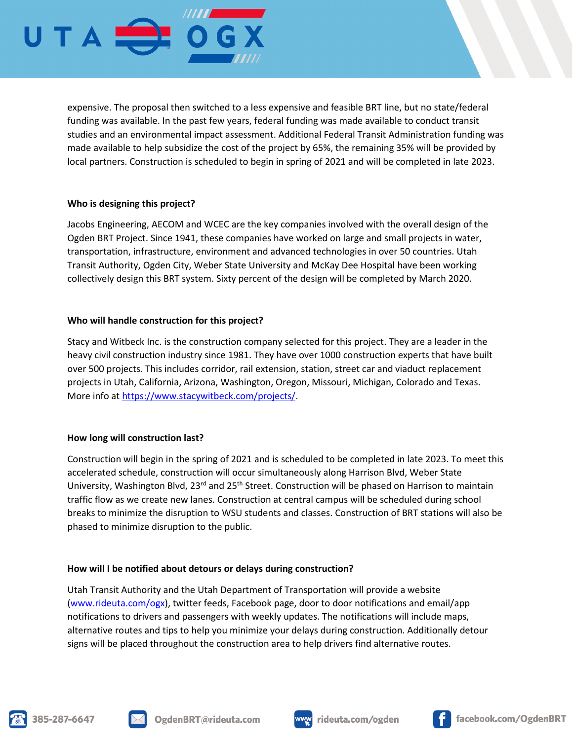expensive. The proposal then switched to a less expensive and feasible BRT line, but no state/federal funding was available. In the past few years, federal funding was made available to conduct transit studies and an environmental impact assessment. Additional Federal Transit Administration funding was made available to help subsidize the cost of the project by 65%, the remaining 35% will be provided by local partners. Construction is scheduled to begin in spring of 2021 and will be completed in late 2023.

**Who is designing this project?**

Jacobs Engineering, AECOM and WCEC are the key companies involved with the overall design of the Ogden BRT Project. Since 1941, these companies have worked on large and small projects in water, transportation, infrastructure, environment and advanced technologies in over 50 countries. Utah Transit Authority, Ogden City, Weber State University and McKay Dee Hospital have been working collectively design this BRT system. Sixty percent of the design will be completed by March 2020.

**Who will handle construction for this project?**

Stacy and Witbeck Inc. is the construction company selected for this project. They are a leader in the heavy civil construction industry since 1981. They have over 1000 construction experts that have built over 500 projects. This includes corridor, rail extension, station, street car and viaduct replacement projects in Utah, California, Arizona, Washington, Oregon, Missouri, Michigan, Colorado and Texas. More info at [https://www.stacywitbeck.com/projects/](https://www.stacywitbeck.com/projects/).

**How long will construction last?**

Construction will begin in the spring of 2021 and is scheduled to be completed in late 2023. To meet this accelerated schedule, construction will occur simultaneously along Harrison Blvd, Weber State University, Washington Blvd, 23rd and 25th Street. Construction will be phased on Harrison to maintain traffic flow as we create new lanes. Construction at central campus will be scheduled during school breaks to minimize the disruption to WSU students and classes. Construction of BRT stations will also be phased to minimize disruption to the public.

**How will I be notified about detours or delays during construction?**

Utah Transit Authority and the Utah Department of Transportation will provide a website ([www.rideuta.com/ogx](http://www.rideuta.com/ogx)), twitter feeds, Facebook page, door to door notifications and email/app notifications to drivers and passengers with weekly updates. The notifications will include maps, alternative routes and tips to help you minimize your delays during construction. Additionally detour signs will be placed throughout the construction area to help drivers find alternative routes.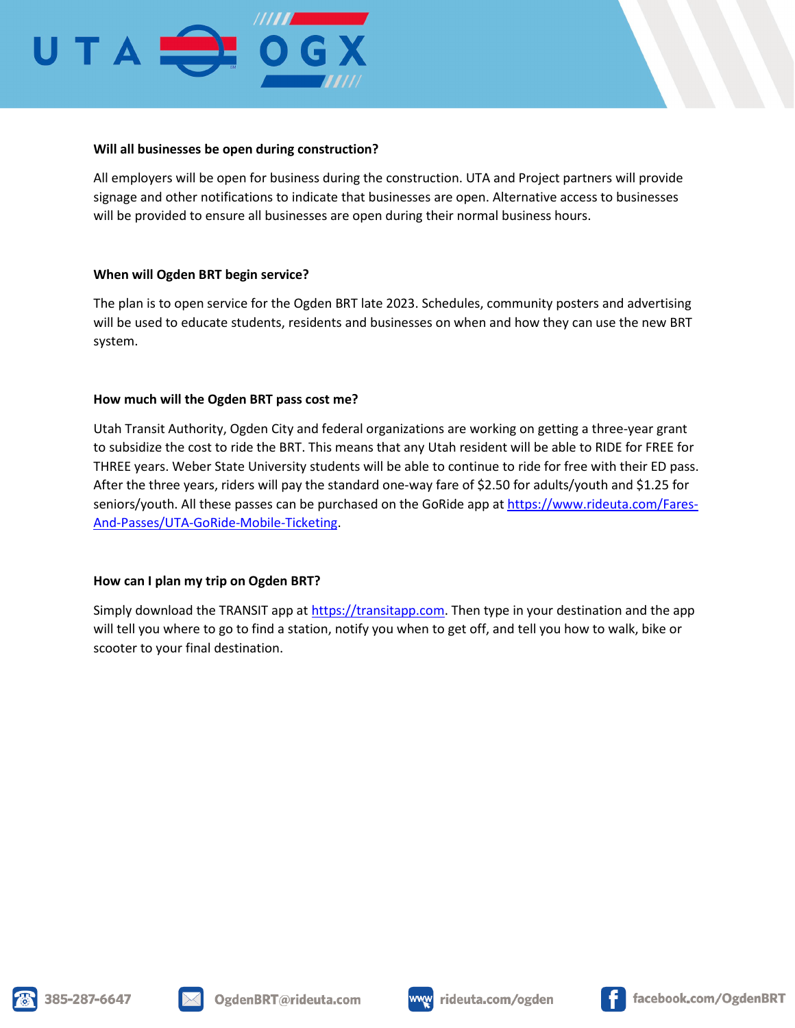**Will all businesses be open during construction?**

All employers will be open for business during the construction. UTA and Project partners will provide signage and other notifications to indicate that businesses are open. Alternative access to businesses will be provided to ensure all businesses are open during their normal business hours.

**When will Ogden BRT begin service?**

The plan is to open service for the Ogden BRT late 2023. Schedules, community posters and advertising will be used to educate students, residents and businesses on when and how they can use the new BRT system.

**How much will the Ogden BRT pass cost me?**

Utah Transit Authority, Ogden City and federal organizations are working on getting a three-year grant to subsidize the cost to ride the BRT. This means that any Utah resident will be able to RIDE for FREE for THREE years. Weber State University students will be able to continue to ride for free with their ED pass. After the three years, riders will pay the standard one-way fare of $2.50 for adults/youth and $1.25 for seniors/youth. All these passes can be purchased on the GoRide app at https://www.rideuta.com/Fares-And-Passes/UTA-GoRide-Mobile-Ticketing.

**How can I plan my trip on Ogden BRT?**

Simply download the TRANSIT app at https://transitapp.com. Then type in your destination and the app will tell you where to go to find a station, notify you when to get off, and tell you how to walk, bike or scooter to your final destination.

385-287-6647 | OgdenBRT@rideuta.com | rideuta.com/ogden | facebook.com/OgdenBRT